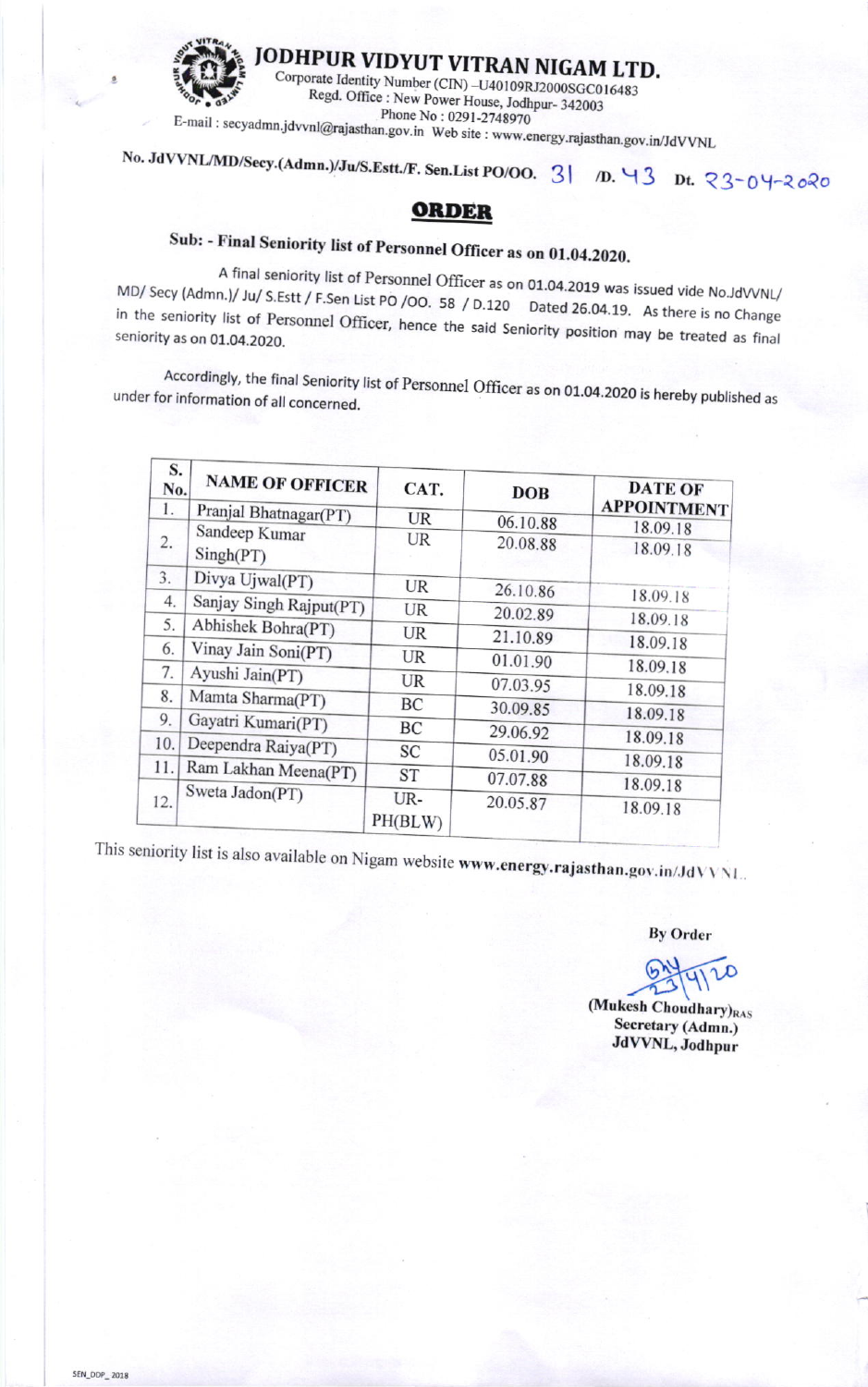# JODHPUR VIDYUT VITRAN NIGAM LTD.

Corporate Identity Number (CIN) –U40109RJ2000SGC016483
Regd. Office : New Power House, Jodhpur- 342003
Phone No : 0291-2748970
E-mail : secyadmn.jdvvnl@rajasthan.gov.in Web site : www.energy.rajasthan.gov.in/JdVVNL

**No. JdVVNL/MD/Secy.(Admn.)/Ju/S.Estt./F. Sen.List PO/OO. 31 /D. 43 Dt. 23-04-2020**

## ORDER

### Sub: - Final Seniority list of Personnel Officer as on 01.04.2020.

A final seniority list of Personnel Officer as on 01.04.2019 was issued vide No.JdVVNL/ MD/ Secy (Admn.)/ Ju/ S.Estt / F.Sen List PO /OO. 58 / D.120 Dated 26.04.19. As there is no Change in the seniority list of Personnel Officer, hence the said Seniority position may be treated as final seniority as on 01.04.2020.

Accordingly, the final Seniority list of Personnel Officer as on 01.04.2020 is hereby published as under for information of all concerned.

| S. No. | NAME OF OFFICER | CAT. | DOB | DATE OF APPOINTMENT |
|---|---|---|---|---|
| 1. | Pranjal Bhatnagar(PT) | UR | 06.10.88 | 18.09.18 |
| 2. | Sandeep Kumar Singh(PT) | UR | 20.08.88 | 18.09.18 |
| 3. | Divya Ujwal(PT) | UR | 26.10.86 | 18.09.18 |
| 4. | Sanjay Singh Rajput(PT) | UR | 20.02.89 | 18.09.18 |
| 5. | Abhishek Bohra(PT) | UR | 21.10.89 | 18.09.18 |
| 6. | Vinay Jain Soni(PT) | UR | 01.01.90 | 18.09.18 |
| 7. | Ayushi Jain(PT) | UR | 07.03.95 | 18.09.18 |
| 8. | Mamta Sharma(PT) | BC | 30.09.85 | 18.09.18 |
| 9. | Gayatri Kumari(PT) | BC | 29.06.92 | 18.09.18 |
| 10. | Deependra Raiya(PT) | SC | 05.01.90 | 18.09.18 |
| 11. | Ram Lakhan Meena(PT) | ST | 07.07.88 | 18.09.18 |
| 12. | Sweta Jadon(PT) | UR-PH(BLW) | 20.05.87 | 18.09.18 |

This seniority list is also available on Nigam website **www.energy.rajasthan.gov.in/JdVVNL.**

**By Order**

23/4/20

**(Mukesh Choudhary)RAS**
**Secretary (Admn.)**
**JdVVNL, Jodhpur**

SEN_DOP_ 2018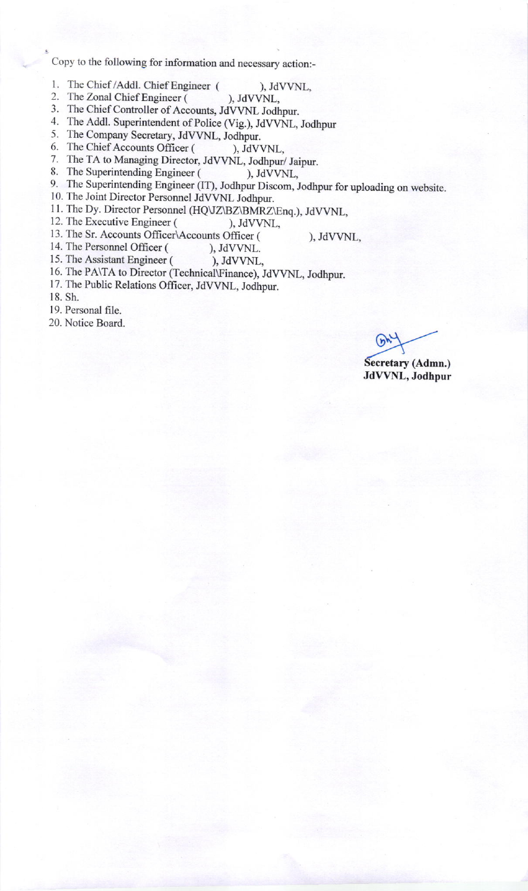Copy to the following for information and necessary action:-

1. The Chief /Addl. Chief Engineer (            ), JdVVNL,
2. The Zonal Chief Engineer (            ), JdVVNL,
3. The Chief Controller of Accounts, JdVVNL Jodhpur.
4. The Addl. Superintendent of Police (Vig.), JdVVNL, Jodhpur
5. The Company Secretary, JdVVNL, Jodhpur.
6. The Chief Accounts Officer (            ), JdVVNL,
7. The TA to Managing Director, JdVVNL, Jodhpur/ Jaipur.
8. The Superintending Engineer (            ), JdVVNL,
9. The Superintending Engineer (IT), Jodhpur Discom, Jodhpur for uploading on website.
10. The Joint Director Personnel JdVVNL Jodhpur.
11. The Dy. Director Personnel (HQ\JZ\BZ\BMRZ\Enq.), JdVVNL,
12. The Executive Engineer (            ), JdVVNL,
13. The Sr. Accounts Officer\Accounts Officer (            ), JdVVNL,
14. The Personnel Officer (            ), JdVVNL.
15. The Assistant Engineer (            ), JdVVNL,
16. The PA\TA to Director (Technical\Finance), JdVVNL, Jodhpur.
17. The Public Relations Officer, JdVVNL, Jodhpur.
18. Sh.
19. Personal file.
20. Notice Board.

**Secretary (Admn.)**
**JdVVNL, Jodhpur**